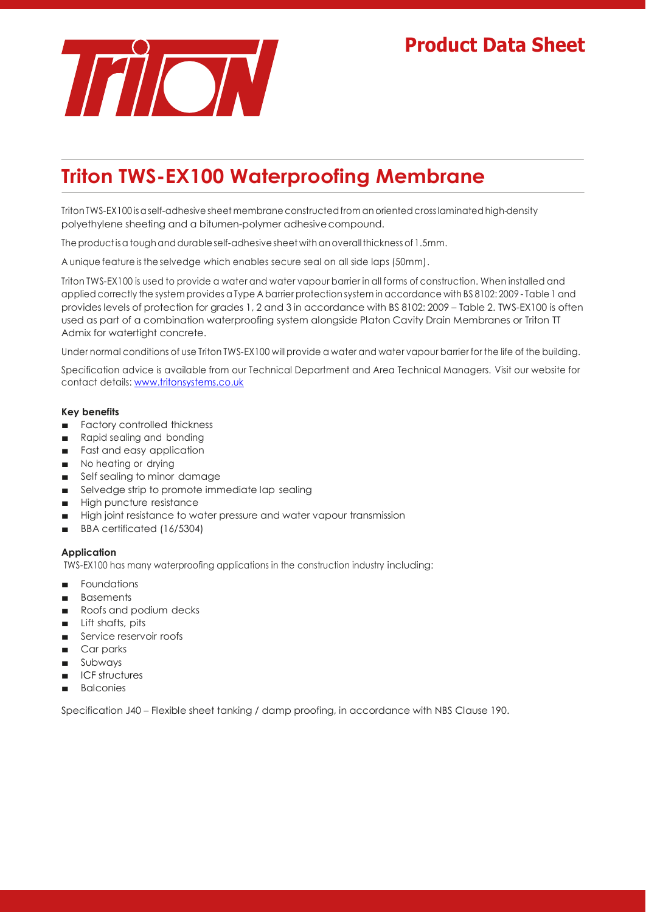# Product Data Sheet

## Triton TWS-EX100 Waterproofing Membrane

Triton TWS-EX100 is a self-adhesive sheet membrane constructed from an oriented cross laminated high-density polyethylene sheeting and a bitumen-polymer adhesive compound.

The product is a tough and durable self-adhesive sheet with an overall thickness of 1.5mm.

A unique feature is the selvedge which enables secure seal on all side laps (50mm).

Triton TWS-EX100 is used to provide a water and water vapour barrier in all forms of construction. When installed and applied correctly the system provides a Type A barrier protection system in accordance with BS 8102: 2009 - Table 1 and provides levels of protection for grades 1, 2 and 3 in accordance with BS 8102: 2009 – Table 2. TWS-EX100 is often used as part of a combination waterproofing system alongside Platon Cavity Drain Membranes or Triton TT Admix for watertight concrete.

Under normal conditions of use Triton TWS-EX100 will provide a water and water vapour barrier for the life of the building.

Specification advice is available from our Technical Department and Area Technical Managers. Visit our website for contact details: www.tritonsystems.co.uk

**Key benefits**

- Factory controlled thickness
- Rapid sealing and bonding
- Fast and easy application
- No heating or drying
- Self sealing to minor damage
- Selvedge strip to promote immediate lap sealing
- High puncture resistance
- High joint resistance to water pressure and water vapour transmission
- BBA certificated (16/5304)

**Application**

TWS-EX100 has many waterproofing applications in the construction industry including:

- Foundations
- Basements
- Roofs and podium decks
- Lift shafts, pits
- Service reservoir roofs
- Car parks
- Subways
- ICF structures
- Balconies

Specification J40 – Flexible sheet tanking / damp proofing, in accordance with NBS Clause 190.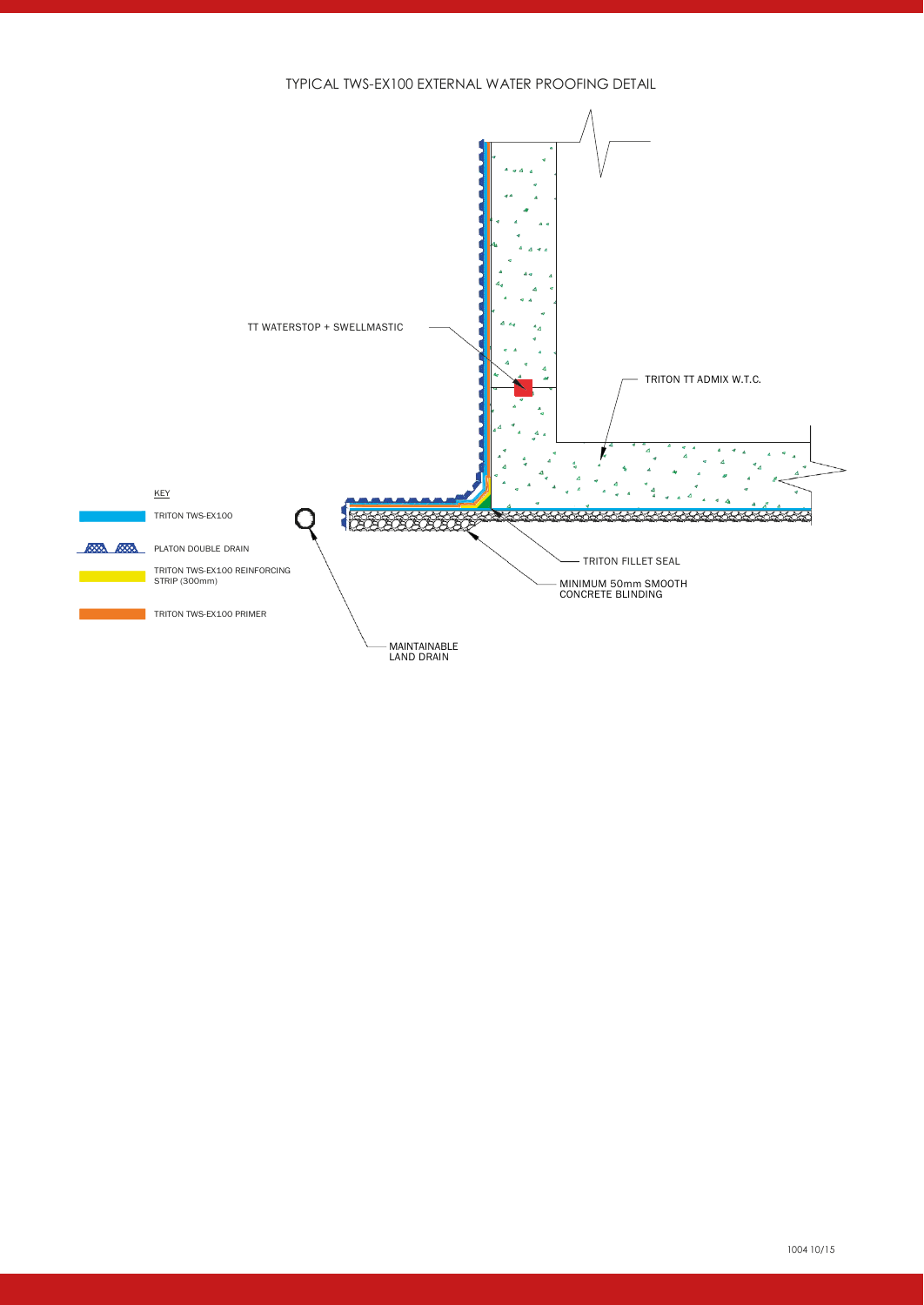# TYPICAL TWS-EX100 EXTERNAL WATER PROOFING DETAIL

TT WATERSTOP + SWELLMASTIC

TRITON TT ADMIX W.T.C.

TRITON FILLET SEAL

MINIMUM 50mm SMOOTH CONCRETE BLINDING

MAINTAINABLE LAND DRAIN

KEY

- TRITON TWS-EX100
- PLATON DOUBLE DRAIN
- TRITON TWS-EX100 REINFORCING STRIP (300mm)
- TRITON TWS-EX100 PRIMER

1004 10/15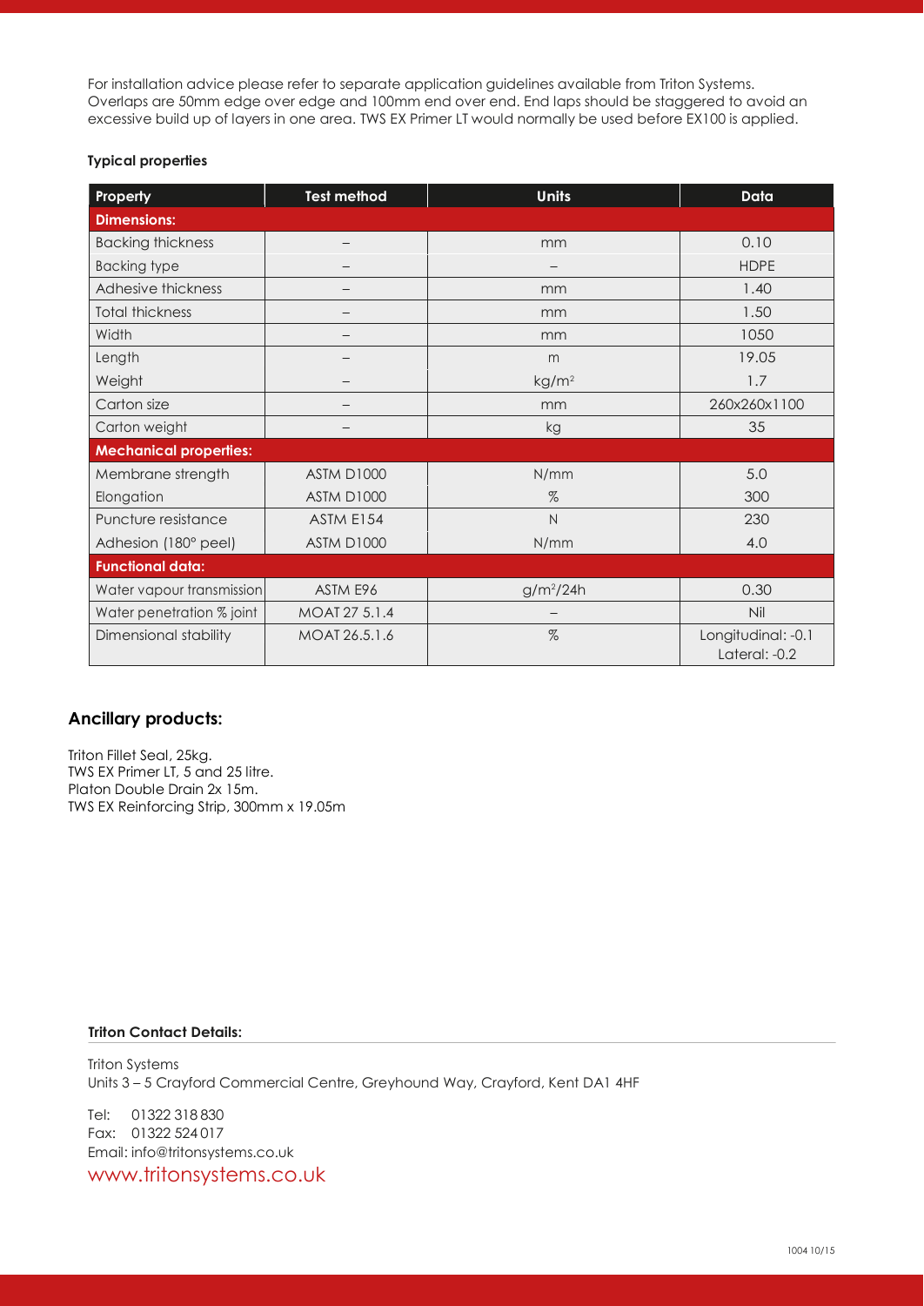For installation advice please refer to separate application guidelines available from Triton Systems. Overlaps are 50mm edge over edge and 100mm end over end. End laps should be staggered to avoid an excessive build up of layers in one area. TWS EX Primer LT would normally be used before EX100 is applied.

**Typical properties**

| Property | Test method | Units | Data |
|---|---|---|---|
| **Dimensions:** | | | |
| Backing thickness | – | mm | 0.10 |
| Backing type | – | – | HDPE |
| Adhesive thickness | – | mm | 1.40 |
| Total thickness | – | mm | 1.50 |
| Width | – | mm | 1050 |
| Length | – | m | 19.05 |
| Weight | – | $kg/m^2$ | 1.7 |
| Carton size | – | mm | 260x260x1100 |
| Carton weight | – | kg | 35 |
| **Mechanical properties:** | | | |
| Membrane strength | ASTM D1000 | N/mm | 5.0 |
| Elongation | ASTM D1000 | % | 300 |
| Puncture resistance | ASTM E154 | N | 230 |
| Adhesion (180° peel) | ASTM D1000 | N/mm | 4.0 |
| **Functional data:** | | | |
| Water vapour transmission | ASTM E96 | $g/m^2/24h$ | 0.30 |
| Water penetration % joint | MOAT 27 5.1.4 | – | Nil |
| Dimensional stability | MOAT 26.5.1.6 | % | Longitudinal: -0.1<br>Lateral: -0.2 |

## Ancillary products:

Triton Fillet Seal, 25kg.
TWS EX Primer LT, 5 and 25 litre.
Platon Double Drain 2x 15m.
TWS EX Reinforcing Strip, 300mm x 19.05m

**Triton Contact Details:**

Triton Systems
Units 3 – 5 Crayford Commercial Centre, Greyhound Way, Crayford, Kent DA1 4HF

Tel: 01322 318 830
Fax: 01322 524 017
Email: info@tritonsystems.co.uk

www.tritonsystems.co.uk

1004 10/15